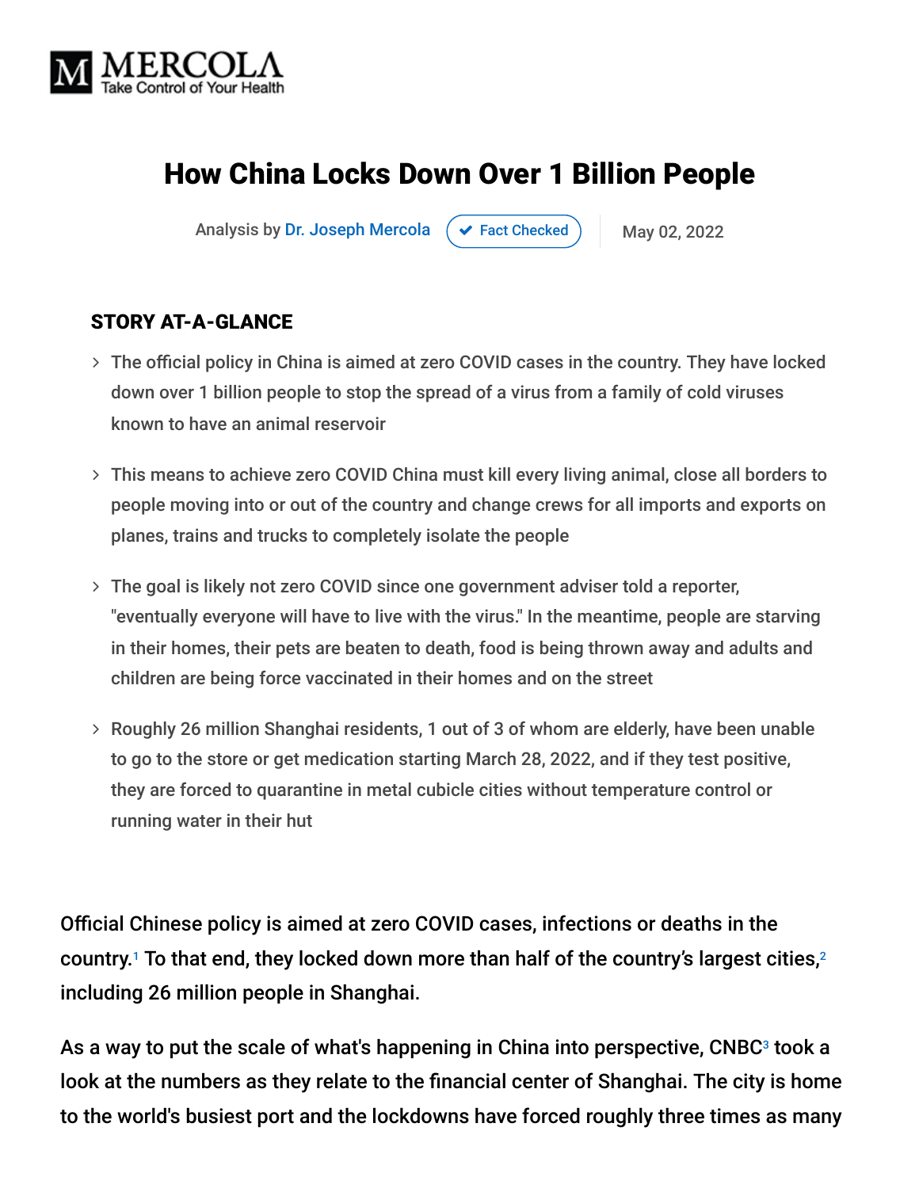MERCOLA
Take Control of Your Health

# How China Locks Down Over 1 Billion People

Analysis by Dr. Joseph Mercola ✔ Fact Checked | May 02, 2022

## STORY AT-A-GLANCE

- The official policy in China is aimed at zero COVID cases in the country. They have locked down over 1 billion people to stop the spread of a virus from a family of cold viruses known to have an animal reservoir
- This means to achieve zero COVID China must kill every living animal, close all borders to people moving into or out of the country and change crews for all imports and exports on planes, trains and trucks to completely isolate the people
- The goal is likely not zero COVID since one government adviser told a reporter, "eventually everyone will have to live with the virus." In the meantime, people are starving in their homes, their pets are beaten to death, food is being thrown away and adults and children are being force vaccinated in their homes and on the street
- Roughly 26 million Shanghai residents, 1 out of 3 of whom are elderly, have been unable to go to the store or get medication starting March 28, 2022, and if they test positive, they are forced to quarantine in metal cubicle cities without temperature control or running water in their hut

Official Chinese policy is aimed at zero COVID cases, infections or deaths in the country.[1] To that end, they locked down more than half of the country's largest cities,[2] including 26 million people in Shanghai.

As a way to put the scale of what's happening in China into perspective, CNBC[3] took a look at the numbers as they relate to the financial center of Shanghai. The city is home to the world's busiest port and the lockdowns have forced roughly three times as many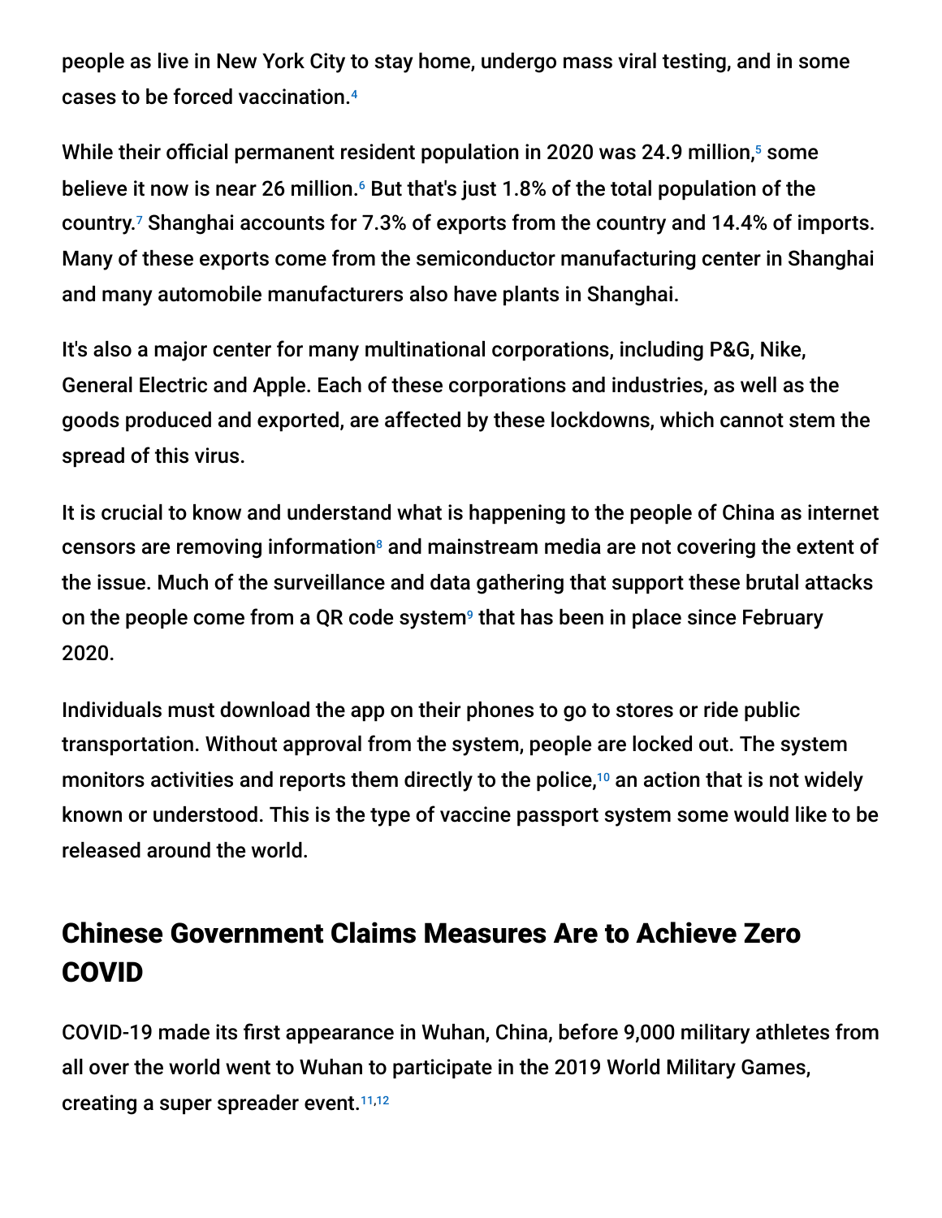people as live in New York City to stay home, undergo mass viral testing, and in some cases to be forced vaccination.[4]

While their official permanent resident population in 2020 was 24.9 million,[5] some believe it now is near 26 million.[6] But that's just 1.8% of the total population of the country.[7] Shanghai accounts for 7.3% of exports from the country and 14.4% of imports. Many of these exports come from the semiconductor manufacturing center in Shanghai and many automobile manufacturers also have plants in Shanghai.

It's also a major center for many multinational corporations, including P&G, Nike, General Electric and Apple. Each of these corporations and industries, as well as the goods produced and exported, are affected by these lockdowns, which cannot stem the spread of this virus.

It is crucial to know and understand what is happening to the people of China as internet censors are removing information[8] and mainstream media are not covering the extent of the issue. Much of the surveillance and data gathering that support these brutal attacks on the people come from a QR code system[9] that has been in place since February 2020.

Individuals must download the app on their phones to go to stores or ride public transportation. Without approval from the system, people are locked out. The system monitors activities and reports them directly to the police,[10] an action that is not widely known or understood. This is the type of vaccine passport system some would like to be released around the world.

## Chinese Government Claims Measures Are to Achieve Zero COVID

COVID-19 made its first appearance in Wuhan, China, before 9,000 military athletes from all over the world went to Wuhan to participate in the 2019 World Military Games, creating a super spreader event.[11,12]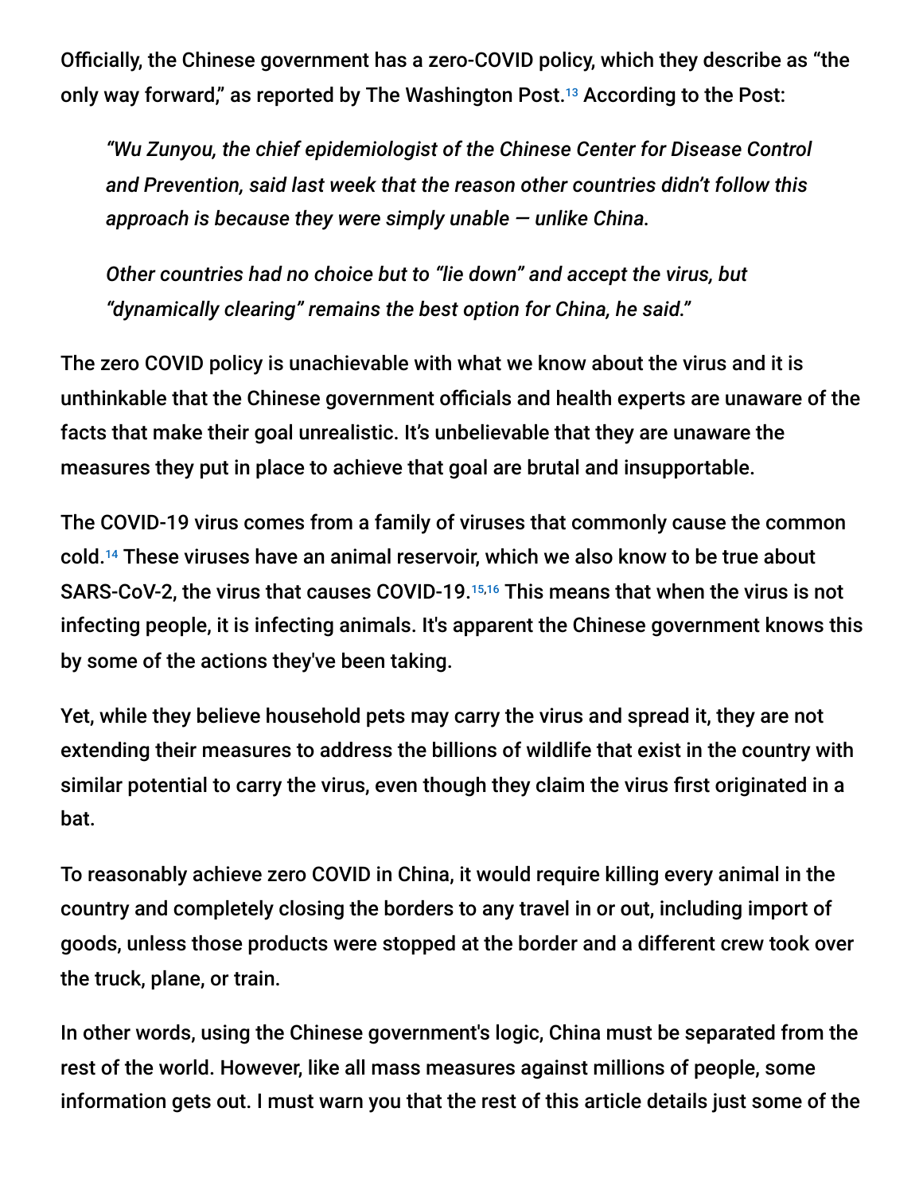Officially, the Chinese government has a zero-COVID policy, which they describe as "the only way forward," as reported by The Washington Post.[13] According to the Post:

> *"Wu Zunyou, the chief epidemiologist of the Chinese Center for Disease Control and Prevention, said last week that the reason other countries didn't follow this approach is because they were simply unable — unlike China.*
>
> *Other countries had no choice but to "lie down" and accept the virus, but "dynamically clearing" remains the best option for China, he said."*

The zero COVID policy is unachievable with what we know about the virus and it is unthinkable that the Chinese government officials and health experts are unaware of the facts that make their goal unrealistic. It's unbelievable that they are unaware the measures they put in place to achieve that goal are brutal and insupportable.

The COVID-19 virus comes from a family of viruses that commonly cause the common cold.[14] These viruses have an animal reservoir, which we also know to be true about SARS-CoV-2, the virus that causes COVID-19.[15,16] This means that when the virus is not infecting people, it is infecting animals. It's apparent the Chinese government knows this by some of the actions they've been taking.

Yet, while they believe household pets may carry the virus and spread it, they are not extending their measures to address the billions of wildlife that exist in the country with similar potential to carry the virus, even though they claim the virus first originated in a bat.

To reasonably achieve zero COVID in China, it would require killing every animal in the country and completely closing the borders to any travel in or out, including import of goods, unless those products were stopped at the border and a different crew took over the truck, plane, or train.

In other words, using the Chinese government's logic, China must be separated from the rest of the world. However, like all mass measures against millions of people, some information gets out. I must warn you that the rest of this article details just some of the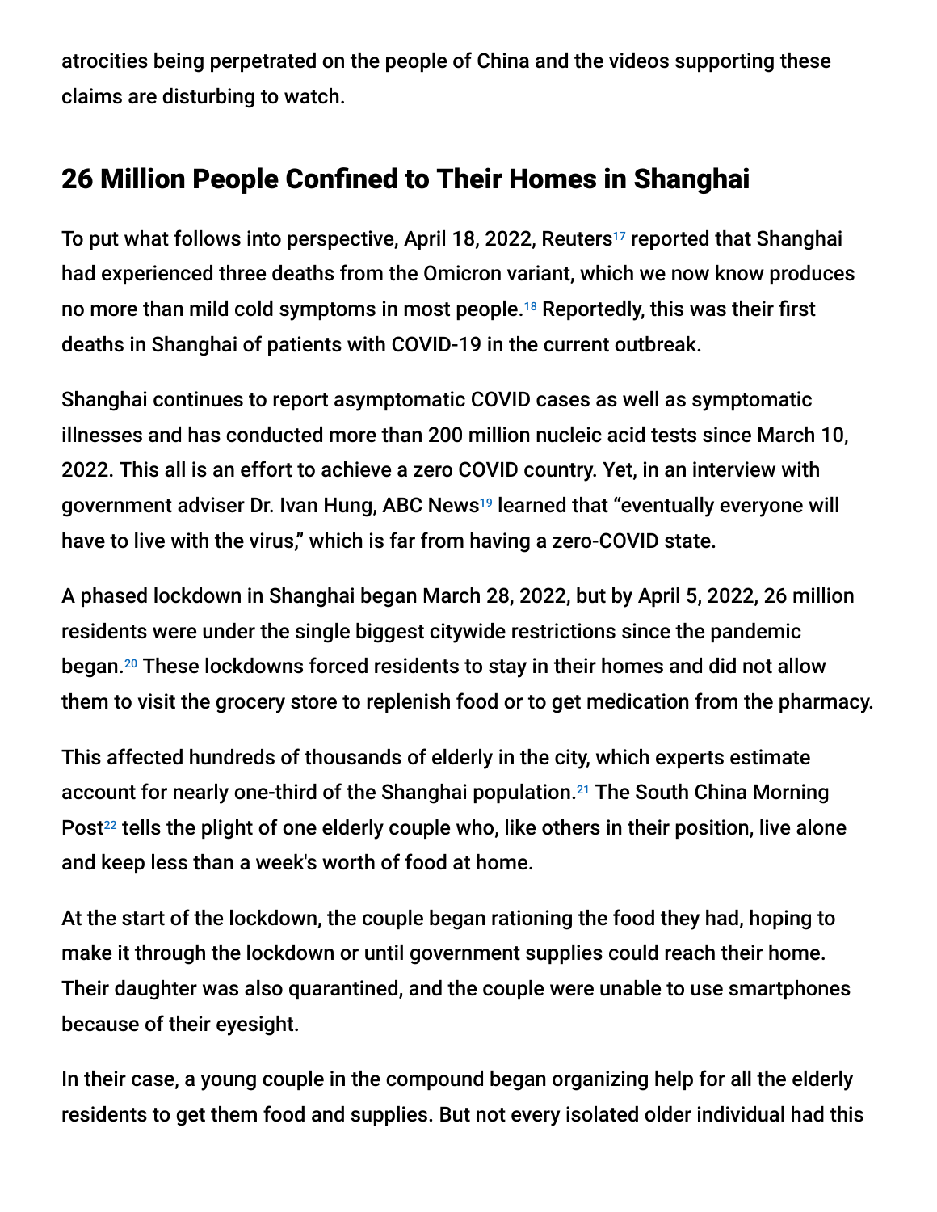atrocities being perpetrated on the people of China and the videos supporting these claims are disturbing to watch.

## 26 Million People Confined to Their Homes in Shanghai

To put what follows into perspective, April 18, 2022, Reuters[17] reported that Shanghai had experienced three deaths from the Omicron variant, which we now know produces no more than mild cold symptoms in most people.[18] Reportedly, this was their first deaths in Shanghai of patients with COVID-19 in the current outbreak.

Shanghai continues to report asymptomatic COVID cases as well as symptomatic illnesses and has conducted more than 200 million nucleic acid tests since March 10, 2022. This all is an effort to achieve a zero COVID country. Yet, in an interview with government adviser Dr. Ivan Hung, ABC News[19] learned that "eventually everyone will have to live with the virus," which is far from having a zero-COVID state.

A phased lockdown in Shanghai began March 28, 2022, but by April 5, 2022, 26 million residents were under the single biggest citywide restrictions since the pandemic began.[20] These lockdowns forced residents to stay in their homes and did not allow them to visit the grocery store to replenish food or to get medication from the pharmacy.

This affected hundreds of thousands of elderly in the city, which experts estimate account for nearly one-third of the Shanghai population.[21] The South China Morning Post[22] tells the plight of one elderly couple who, like others in their position, live alone and keep less than a week's worth of food at home.

At the start of the lockdown, the couple began rationing the food they had, hoping to make it through the lockdown or until government supplies could reach their home. Their daughter was also quarantined, and the couple were unable to use smartphones because of their eyesight.

In their case, a young couple in the compound began organizing help for all the elderly residents to get them food and supplies. But not every isolated older individual had this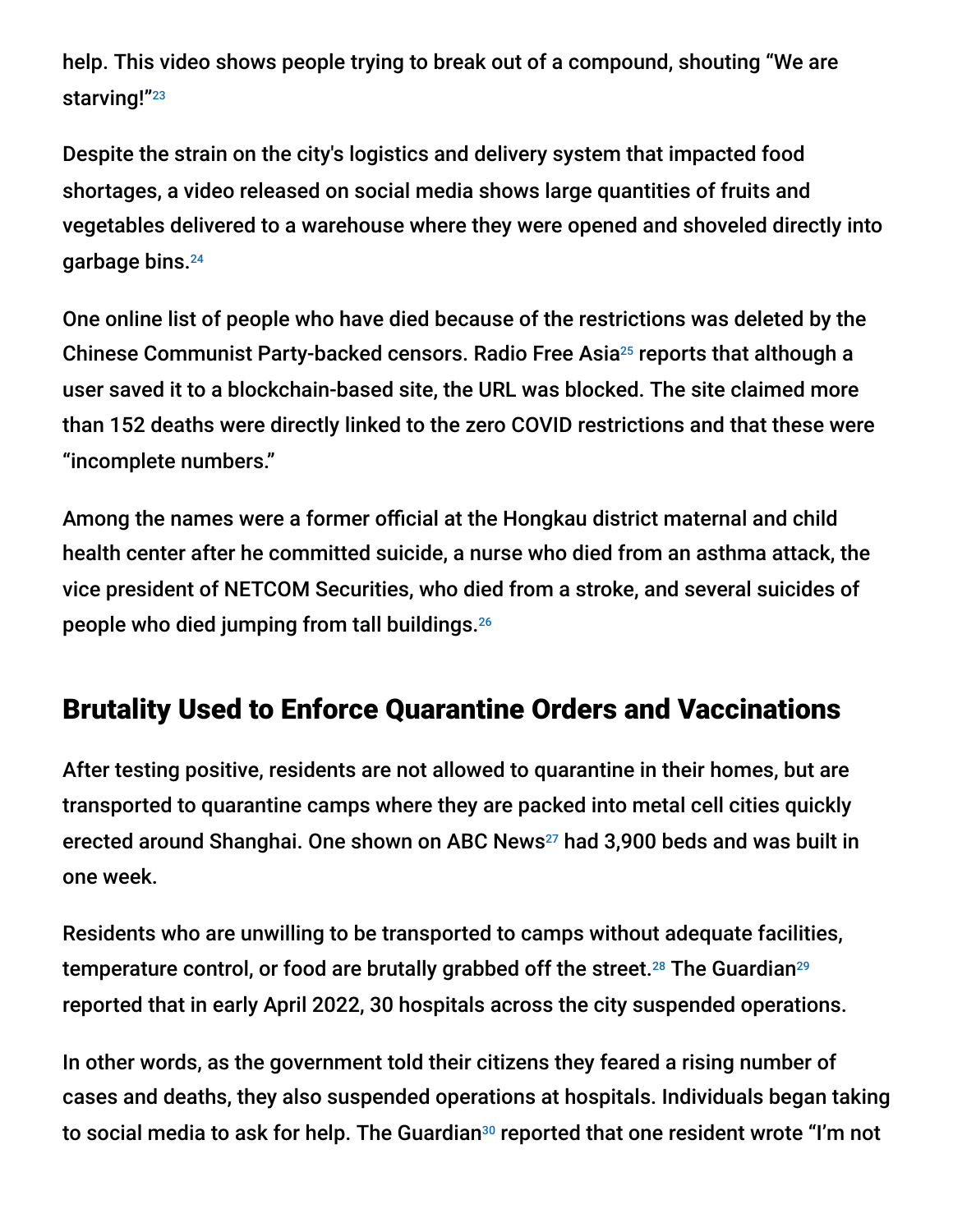help. This video shows people trying to break out of a compound, shouting "We are starving!"[23]

Despite the strain on the city's logistics and delivery system that impacted food shortages, a video released on social media shows large quantities of fruits and vegetables delivered to a warehouse where they were opened and shoveled directly into garbage bins.[24]

One online list of people who have died because of the restrictions was deleted by the Chinese Communist Party-backed censors. Radio Free Asia[25] reports that although a user saved it to a blockchain-based site, the URL was blocked. The site claimed more than 152 deaths were directly linked to the zero COVID restrictions and that these were "incomplete numbers."

Among the names were a former official at the Hongkau district maternal and child health center after he committed suicide, a nurse who died from an asthma attack, the vice president of NETCOM Securities, who died from a stroke, and several suicides of people who died jumping from tall buildings.[26]

## Brutality Used to Enforce Quarantine Orders and Vaccinations

After testing positive, residents are not allowed to quarantine in their homes, but are transported to quarantine camps where they are packed into metal cell cities quickly erected around Shanghai. One shown on ABC News[27] had 3,900 beds and was built in one week.

Residents who are unwilling to be transported to camps without adequate facilities, temperature control, or food are brutally grabbed off the street.[28] The Guardian[29] reported that in early April 2022, 30 hospitals across the city suspended operations.

In other words, as the government told their citizens they feared a rising number of cases and deaths, they also suspended operations at hospitals. Individuals began taking to social media to ask for help. The Guardian[30] reported that one resident wrote "I'm not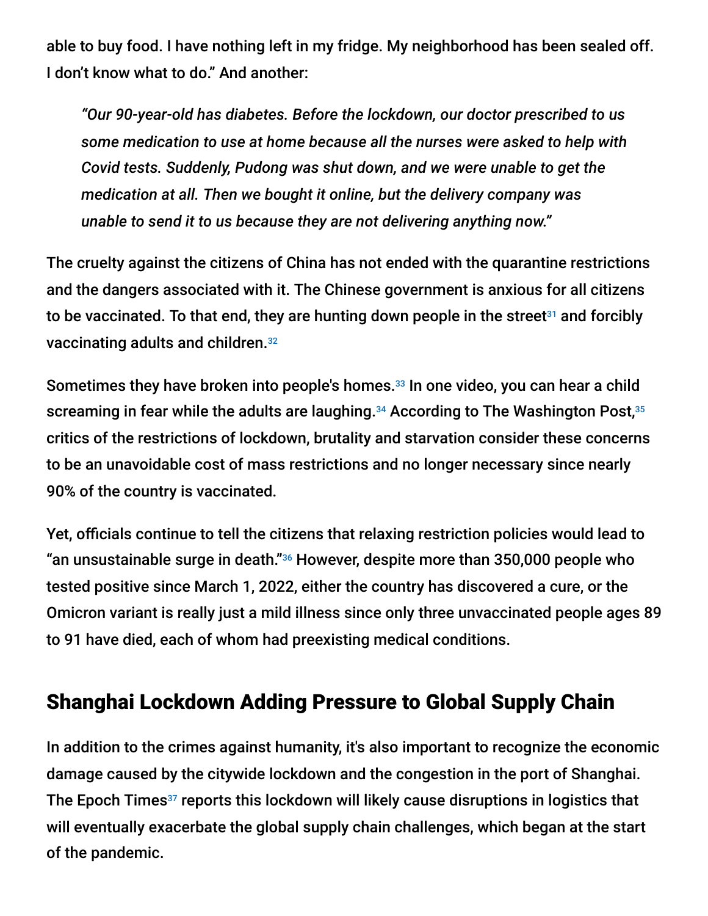able to buy food. I have nothing left in my fridge. My neighborhood has been sealed off. I don't know what to do." And another:

> *"Our 90-year-old has diabetes. Before the lockdown, our doctor prescribed to us some medication to use at home because all the nurses were asked to help with Covid tests. Suddenly, Pudong was shut down, and we were unable to get the medication at all. Then we bought it online, but the delivery company was unable to send it to us because they are not delivering anything now."*

The cruelty against the citizens of China has not ended with the quarantine restrictions and the dangers associated with it. The Chinese government is anxious for all citizens to be vaccinated. To that end, they are hunting down people in the street[31] and forcibly vaccinating adults and children.[32]

Sometimes they have broken into people's homes.[33] In one video, you can hear a child screaming in fear while the adults are laughing.[34] According to The Washington Post,[35] critics of the restrictions of lockdown, brutality and starvation consider these concerns to be an unavoidable cost of mass restrictions and no longer necessary since nearly 90% of the country is vaccinated.

Yet, officials continue to tell the citizens that relaxing restriction policies would lead to "an unsustainable surge in death."[36] However, despite more than 350,000 people who tested positive since March 1, 2022, either the country has discovered a cure, or the Omicron variant is really just a mild illness since only three unvaccinated people ages 89 to 91 have died, each of whom had preexisting medical conditions.

## Shanghai Lockdown Adding Pressure to Global Supply Chain

In addition to the crimes against humanity, it's also important to recognize the economic damage caused by the citywide lockdown and the congestion in the port of Shanghai. The Epoch Times[37] reports this lockdown will likely cause disruptions in logistics that will eventually exacerbate the global supply chain challenges, which began at the start of the pandemic.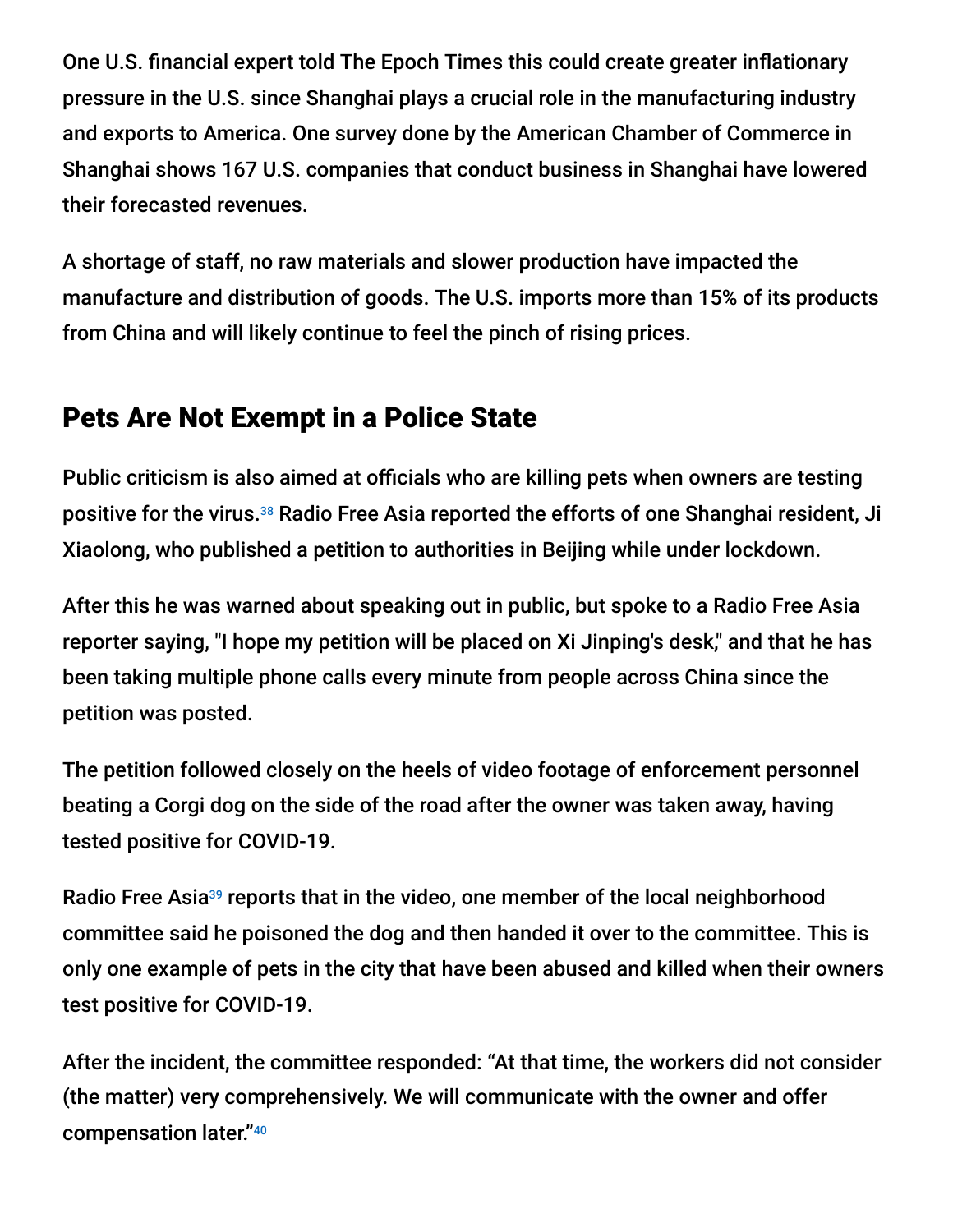One U.S. financial expert told The Epoch Times this could create greater inflationary pressure in the U.S. since Shanghai plays a crucial role in the manufacturing industry and exports to America. One survey done by the American Chamber of Commerce in Shanghai shows 167 U.S. companies that conduct business in Shanghai have lowered their forecasted revenues.

A shortage of staff, no raw materials and slower production have impacted the manufacture and distribution of goods. The U.S. imports more than 15% of its products from China and will likely continue to feel the pinch of rising prices.

## Pets Are Not Exempt in a Police State

Public criticism is also aimed at officials who are killing pets when owners are testing positive for the virus.[38] Radio Free Asia reported the efforts of one Shanghai resident, Ji Xiaolong, who published a petition to authorities in Beijing while under lockdown.

After this he was warned about speaking out in public, but spoke to a Radio Free Asia reporter saying, "I hope my petition will be placed on Xi Jinping's desk," and that he has been taking multiple phone calls every minute from people across China since the petition was posted.

The petition followed closely on the heels of video footage of enforcement personnel beating a Corgi dog on the side of the road after the owner was taken away, having tested positive for COVID-19.

Radio Free Asia[39] reports that in the video, one member of the local neighborhood committee said he poisoned the dog and then handed it over to the committee. This is only one example of pets in the city that have been abused and killed when their owners test positive for COVID-19.

After the incident, the committee responded: "At that time, the workers did not consider (the matter) very comprehensively. We will communicate with the owner and offer compensation later."[40]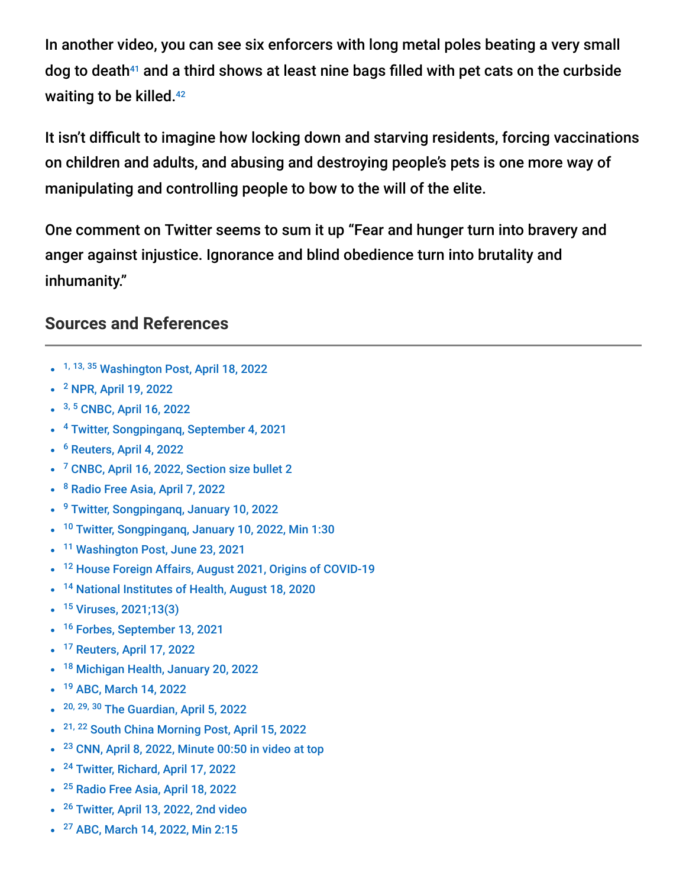In another video, you can see six enforcers with long metal poles beating a very small dog to death[41] and a third shows at least nine bags filled with pet cats on the curbside waiting to be killed.[42]

It isn't difficult to imagine how locking down and starving residents, forcing vaccinations on children and adults, and abusing and destroying people's pets is one more way of manipulating and controlling people to bow to the will of the elite.

One comment on Twitter seems to sum it up "Fear and hunger turn into bravery and anger against injustice. Ignorance and blind obedience turn into brutality and inhumanity."

## Sources and References

- [1, 13, 35] Washington Post, April 18, 2022
- [2] NPR, April 19, 2022
- [3, 5] CNBC, April 16, 2022
- [4] Twitter, Songpinganq, September 4, 2021
- [6] Reuters, April 4, 2022
- [7] CNBC, April 16, 2022, Section size bullet 2
- [8] Radio Free Asia, April 7, 2022
- [9] Twitter, Songpinganq, January 10, 2022
- [10] Twitter, Songpinganq, January 10, 2022, Min 1:30
- [11] Washington Post, June 23, 2021
- [12] House Foreign Affairs, August 2021, Origins of COVID-19
- [14] National Institutes of Health, August 18, 2020
- [15] Viruses, 2021;13(3)
- [16] Forbes, September 13, 2021
- [17] Reuters, April 17, 2022
- [18] Michigan Health, January 20, 2022
- [19] ABC, March 14, 2022
- [20, 29, 30] The Guardian, April 5, 2022
- [21, 22] South China Morning Post, April 15, 2022
- [23] CNN, April 8, 2022, Minute 00:50 in video at top
- [24] Twitter, Richard, April 17, 2022
- [25] Radio Free Asia, April 18, 2022
- [26] Twitter, April 13, 2022, 2nd video
- [27] ABC, March 14, 2022, Min 2:15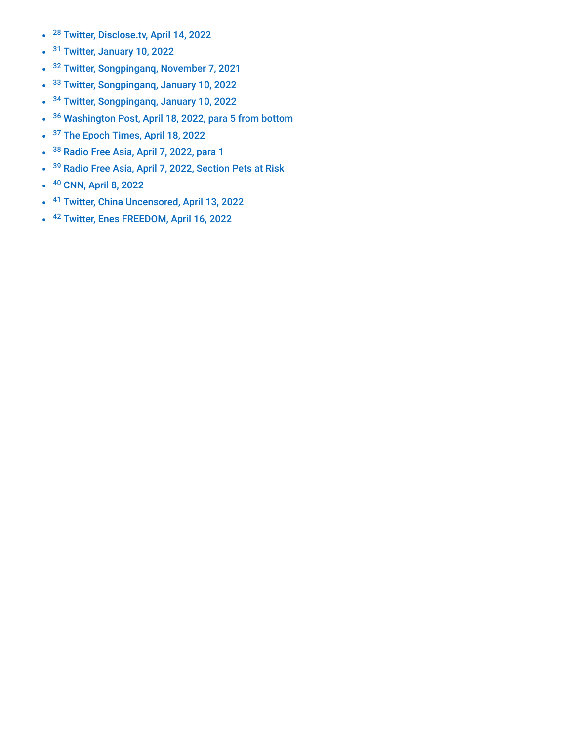- [28] Twitter, Disclose.tv, April 14, 2022
- [31] Twitter, January 10, 2022
- [32] Twitter, Songpinganq, November 7, 2021
- [33] Twitter, Songpinganq, January 10, 2022
- [34] Twitter, Songpinganq, January 10, 2022
- [36] Washington Post, April 18, 2022, para 5 from bottom
- [37] The Epoch Times, April 18, 2022
- [38] Radio Free Asia, April 7, 2022, para 1
- [39] Radio Free Asia, April 7, 2022, Section Pets at Risk
- [40] CNN, April 8, 2022
- [41] Twitter, China Uncensored, April 13, 2022
- [42] Twitter, Enes FREEDOM, April 16, 2022